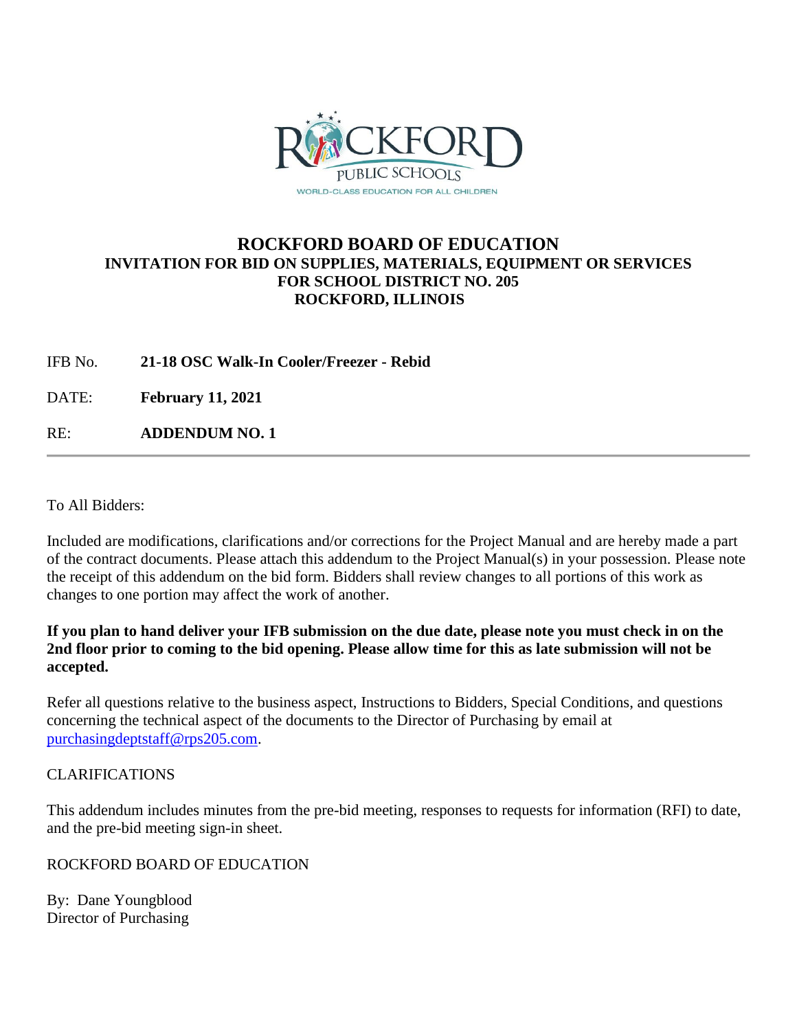ROCKFORD PUBLIC SCHOOLS
WORLD-CLASS EDUCATION FOR ALL CHILDREN

# ROCKFORD BOARD OF EDUCATION

## INVITATION FOR BID ON SUPPLIES, MATERIALS, EQUIPMENT OR SERVICES FOR SCHOOL DISTRICT NO. 205 ROCKFORD, ILLINOIS

IFB No. **21-18 OSC Walk-In Cooler/Freezer - Rebid**

DATE: **February 11, 2021**

RE: **ADDENDUM NO. 1**

---

To All Bidders:

Included are modifications, clarifications and/or corrections for the Project Manual and are hereby made a part of the contract documents. Please attach this addendum to the Project Manual(s) in your possession. Please note the receipt of this addendum on the bid form. Bidders shall review changes to all portions of this work as changes to one portion may affect the work of another.

**If you plan to hand deliver your IFB submission on the due date, please note you must check in on the 2nd floor prior to coming to the bid opening. Please allow time for this as late submission will not be accepted.**

Refer all questions relative to the business aspect, Instructions to Bidders, Special Conditions, and questions concerning the technical aspect of the documents to the Director of Purchasing by email at purchasingdeptstaff@rps205.com.

CLARIFICATIONS

This addendum includes minutes from the pre-bid meeting, responses to requests for information (RFI) to date, and the pre-bid meeting sign-in sheet.

ROCKFORD BOARD OF EDUCATION

By: Dane Youngblood
Director of Purchasing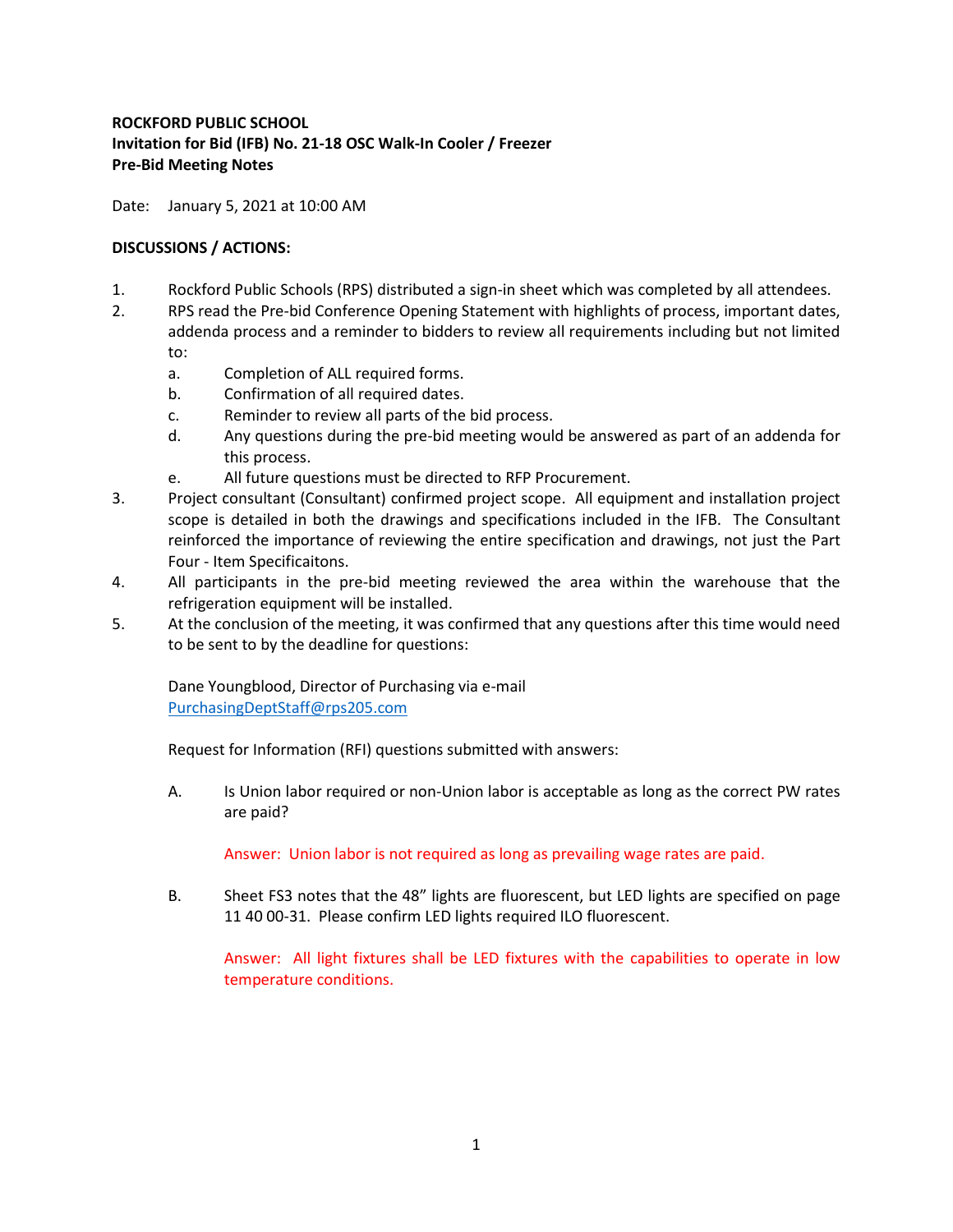**ROCKFORD PUBLIC SCHOOL**
**Invitation for Bid (IFB) No. 21-18 OSC Walk-In Cooler / Freezer**
**Pre-Bid Meeting Notes**

Date: January 5, 2021 at 10:00 AM

**DISCUSSIONS / ACTIONS:**

1. Rockford Public Schools (RPS) distributed a sign-in sheet which was completed by all attendees.
2. RPS read the Pre-bid Conference Opening Statement with highlights of process, important dates, addenda process and a reminder to bidders to review all requirements including but not limited to:
   a. Completion of ALL required forms.
   b. Confirmation of all required dates.
   c. Reminder to review all parts of the bid process.
   d. Any questions during the pre-bid meeting would be answered as part of an addenda for this process.
   e. All future questions must be directed to RFP Procurement.
3. Project consultant (Consultant) confirmed project scope. All equipment and installation project scope is detailed in both the drawings and specifications included in the IFB. The Consultant reinforced the importance of reviewing the entire specification and drawings, not just the Part Four - Item Specificaitons.
4. All participants in the pre-bid meeting reviewed the area within the warehouse that the refrigeration equipment will be installed.
5. At the conclusion of the meeting, it was confirmed that any questions after this time would need to be sent to by the deadline for questions:

   Dane Youngblood, Director of Purchasing via e-mail
   PurchasingDeptStaff@rps205.com

   Request for Information (RFI) questions submitted with answers:

   A. Is Union labor required or non-Union labor is acceptable as long as the correct PW rates are paid?

      Answer: Union labor is not required as long as prevailing wage rates are paid.

   B. Sheet FS3 notes that the 48" lights are fluorescent, but LED lights are specified on page 11 40 00-31. Please confirm LED lights required ILO fluorescent.

      Answer: All light fixtures shall be LED fixtures with the capabilities to operate in low temperature conditions.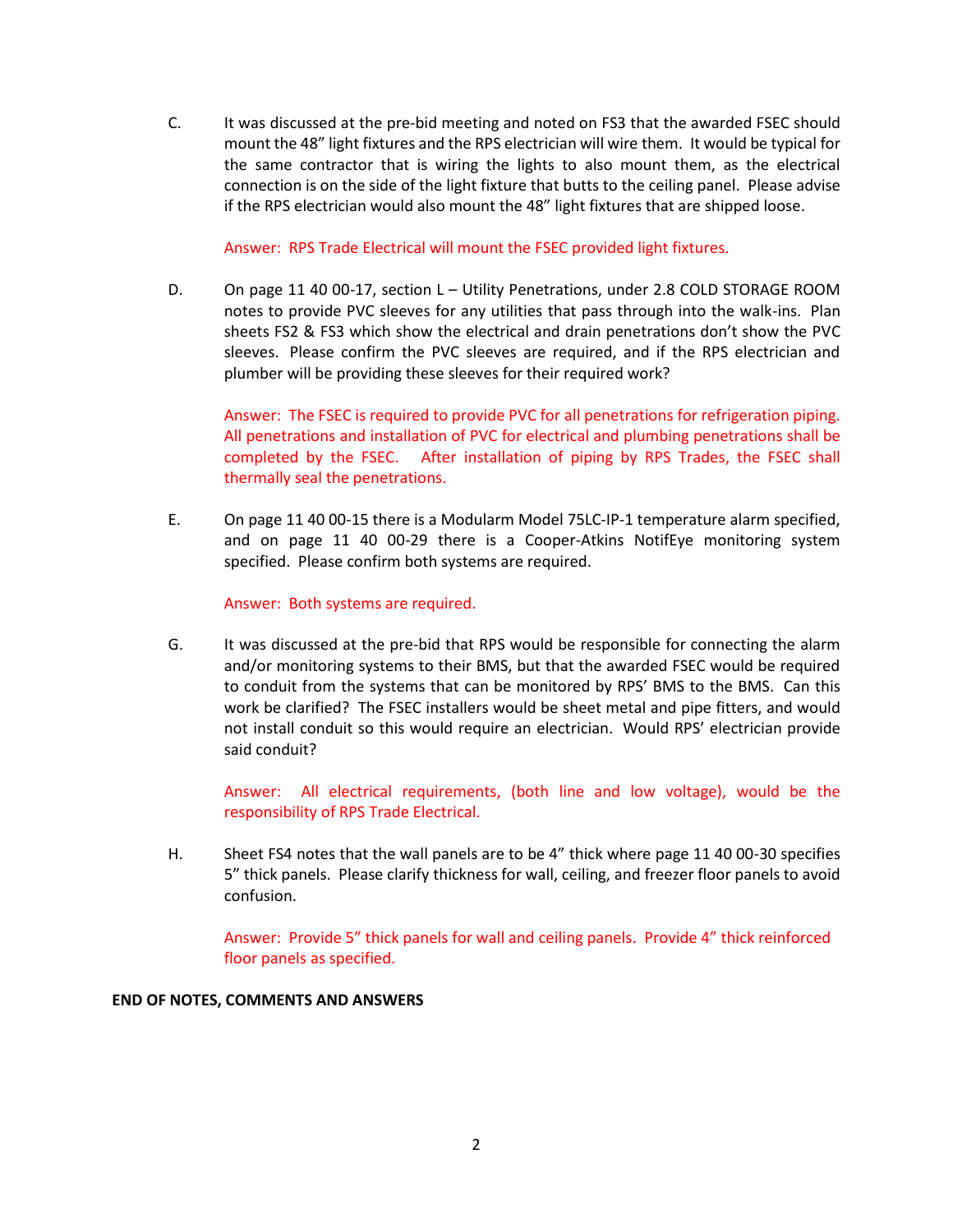C. It was discussed at the pre-bid meeting and noted on FS3 that the awarded FSEC should mount the 48" light fixtures and the RPS electrician will wire them. It would be typical for the same contractor that is wiring the lights to also mount them, as the electrical connection is on the side of the light fixture that butts to the ceiling panel. Please advise if the RPS electrician would also mount the 48" light fixtures that are shipped loose.

Answer: RPS Trade Electrical will mount the FSEC provided light fixtures.

D. On page 11 40 00-17, section L – Utility Penetrations, under 2.8 COLD STORAGE ROOM notes to provide PVC sleeves for any utilities that pass through into the walk-ins. Plan sheets FS2 & FS3 which show the electrical and drain penetrations don't show the PVC sleeves. Please confirm the PVC sleeves are required, and if the RPS electrician and plumber will be providing these sleeves for their required work?

Answer: The FSEC is required to provide PVC for all penetrations for refrigeration piping. All penetrations and installation of PVC for electrical and plumbing penetrations shall be completed by the FSEC. After installation of piping by RPS Trades, the FSEC shall thermally seal the penetrations.

E. On page 11 40 00-15 there is a Modularm Model 75LC-IP-1 temperature alarm specified, and on page 11 40 00-29 there is a Cooper-Atkins NotifEye monitoring system specified. Please confirm both systems are required.

Answer: Both systems are required.

G. It was discussed at the pre-bid that RPS would be responsible for connecting the alarm and/or monitoring systems to their BMS, but that the awarded FSEC would be required to conduit from the systems that can be monitored by RPS' BMS to the BMS. Can this work be clarified? The FSEC installers would be sheet metal and pipe fitters, and would not install conduit so this would require an electrician. Would RPS' electrician provide said conduit?

Answer: All electrical requirements, (both line and low voltage), would be the responsibility of RPS Trade Electrical.

H. Sheet FS4 notes that the wall panels are to be 4" thick where page 11 40 00-30 specifies 5" thick panels. Please clarify thickness for wall, ceiling, and freezer floor panels to avoid confusion.

Answer: Provide 5" thick panels for wall and ceiling panels. Provide 4" thick reinforced floor panels as specified.

**END OF NOTES, COMMENTS AND ANSWERS**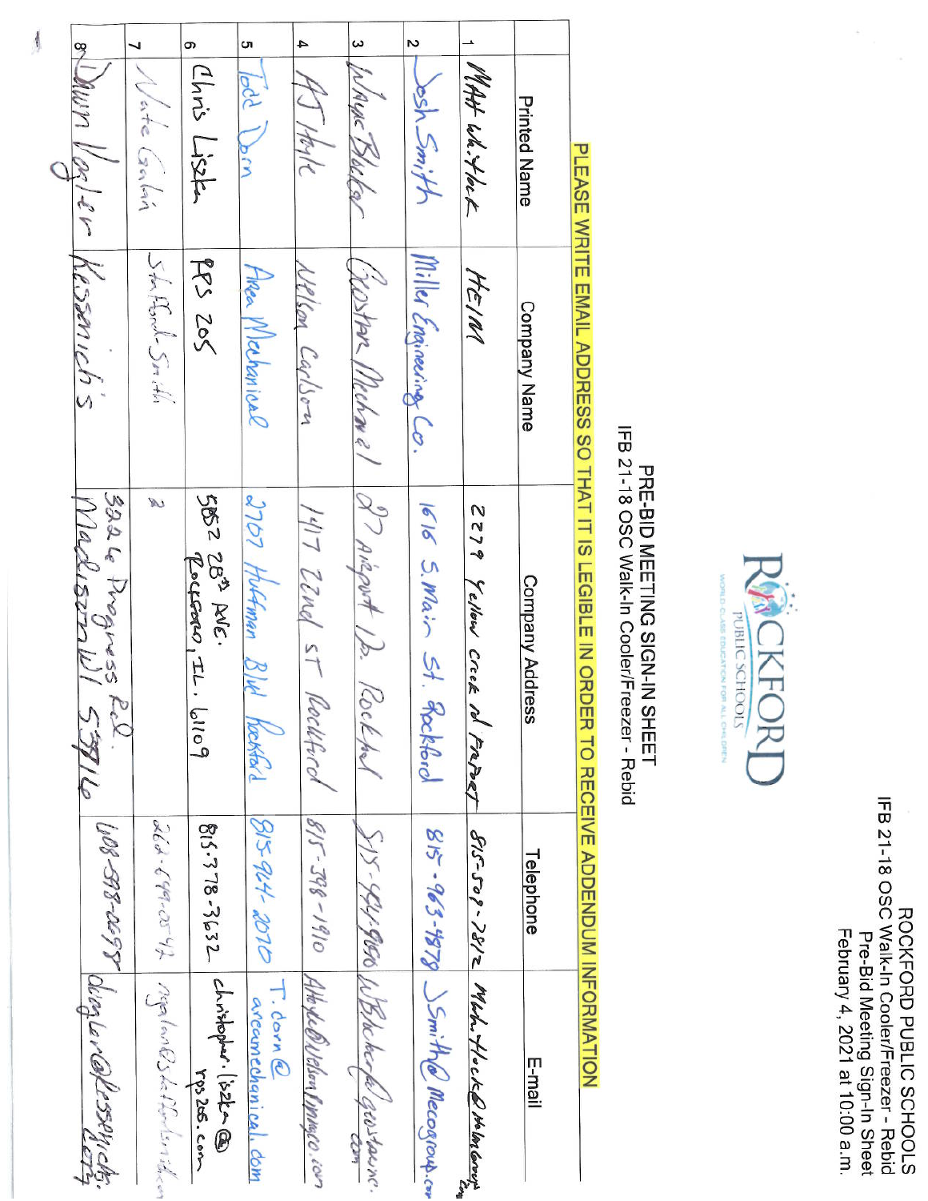ROCKFORD PUBLIC SCHOOLS
IFB 21-18 OSC Walk-In Cooler/Freezer - Rebid
Pre-Bid Meeting Sign-In Sheet
February 4, 2021 at 10:00 a.m.

ROCKFORD PUBLIC SCHOOLS
WORLD CLASS EDUCATION FOR ALL CHILDREN

# PRE-BID MEETING SIGN-IN SHEET
## IFB 21-18 OSC Walk-In Cooler/Freezer - Rebid

**PLEASE WRITE EMAIL ADDRESS SO THAT IT IS LEGIBLE IN ORDER TO RECEIVE ADDENDUM INFORMATION**

| | Printed Name | Company Name | Company Address | Telephone | E-mail |
|---|---|---|---|---|---|
| 1 | Matt Whitlock | HELM | 2279 Yellow Creek rd Freeport | 815-509-7812 | Matt.Hock@helmgroup.com |
| 2 | Josh Smith | Miller Engineering Co. | 1616 S. Main St. Rockford | 815-963-4878 | JSmith@Mecogroup.com |
| 3 | Wayne Bluder | Gustam Mechanical | 27 Airport Dr. Rockford | 815-964-9650 | WBlecker@gustaminc.com |
| 4 | AJ Hyde | Nelson Carlson | 1417 22nd ST Rockford | 815-398-1910 | AHyde@NelsonCarlsonmco.com |
| 5 | Todd Dorn | Area Mechanical | 2707 Huffman Blvd Rockford | 815-964-2070 | T.dorn@areamechanical.com |
| 6 | Chris Liszka | RPS 205 | 5852 28th Ave. Rockford, IL. 61109 | 815-378-3632 | christopher.liszka@rps205.com |
| 7 | Nate Galvin | Stafford-Smith | " | 262-994-0547 | ngalvin@staffordsmith.com |
| 8 | Dawn Vogler | Kessenich's | 3924 Progress Rd. Madison WI 53716 | 608-398-2695 | dvogler@kessenichs.com |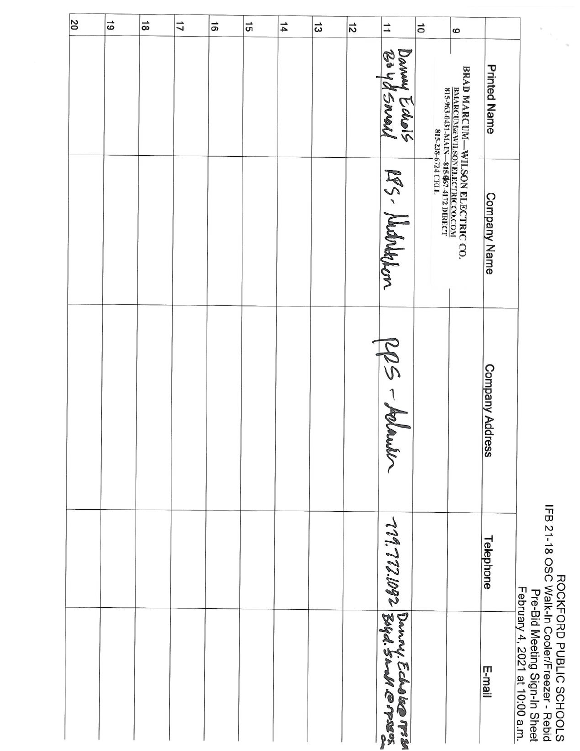ROCKFORD PUBLIC SCHOOLS
IFB 21-18 OSC Walk-In Cooler/Freezer - Rebid
Pre-Bid Meeting Sign-In Sheet
February 4, 2021 at 10:00 a.m.

| | Printed Name | Company Name | Company Address | Telephone | E-mail |
|---|---|---|---|---|---|
| 9 | BRAD MARCUM—WILSON ELECTRIC CO. BMARCUM@WILSONELECTRICCO.COM 815-963-0431-MAIN—815-967-4172 DIRECT 815-238-6724 CELL | | | | |
| 10 | | | | | |
| 11 | Danny Echols Boyd Snead | RPS - Nutrition | RPS - Admin | 779.772.1082 | Danny.Echols@rps205 Boyd.Snead@rps205 |
| 12 | | | | | |
| 13 | | | | | |
| 14 | | | | | |
| 15 | | | | | |
| 16 | | | | | |
| 17 | | | | | |
| 18 | | | | | |
| 19 | | | | | |
| 20 | | | | | |